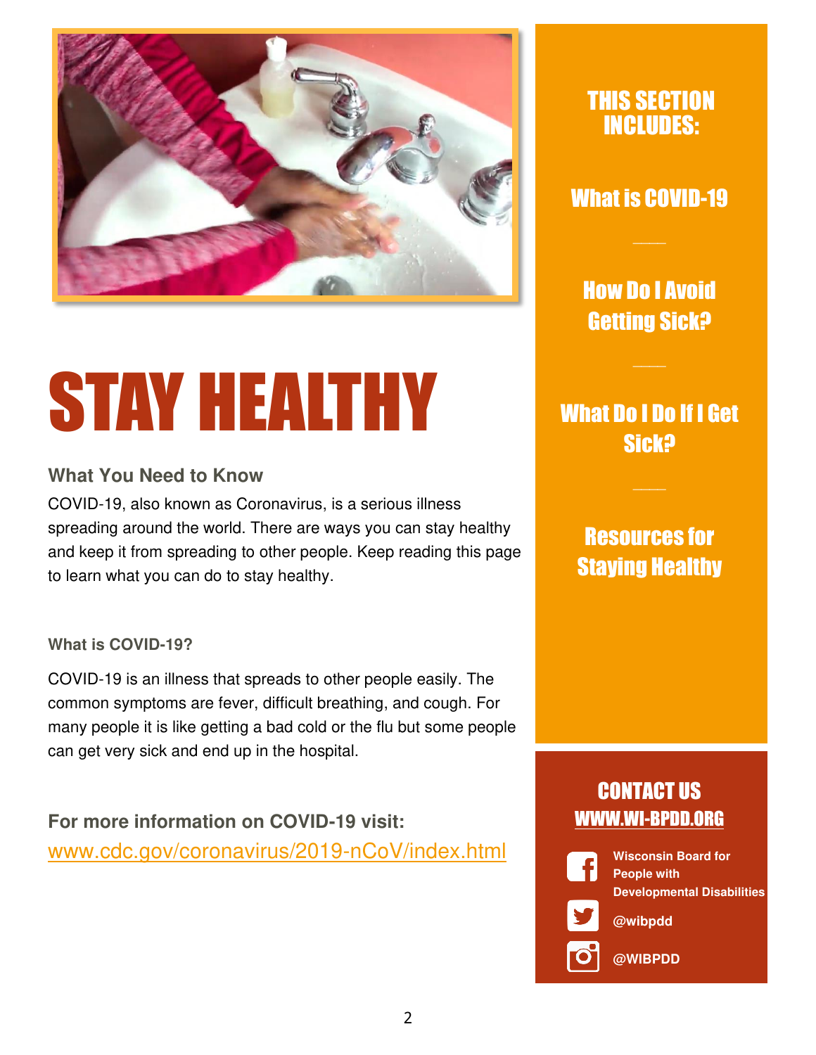# STAY HEALTHY

## What You Need to Know

COVID-19, also known as Coronavirus, is a serious illness spreading around the world. There are ways you can stay healthy and keep it from spreading to other people. Keep reading this page to learn what you can do to stay healthy.

### What is COVID-19?

COVID-19 is an illness that spreads to other people easily. The common symptoms are fever, difficult breathing, and cough. For many people it is like getting a bad cold or the flu but some people can get very sick and end up in the hospital.

**For more information on COVID-19 visit:**
www.cdc.gov/coronavirus/2019-nCoV/index.html

## THIS SECTION INCLUDES:

What is COVID-19

How Do I Avoid Getting Sick?

What Do I Do If I Get Sick?

Resources for Staying Healthy

## CONTACT US

WWW.WI-BPDD.ORG

Wisconsin Board for People with Developmental Disabilities

@wibpdd

@WIBPDD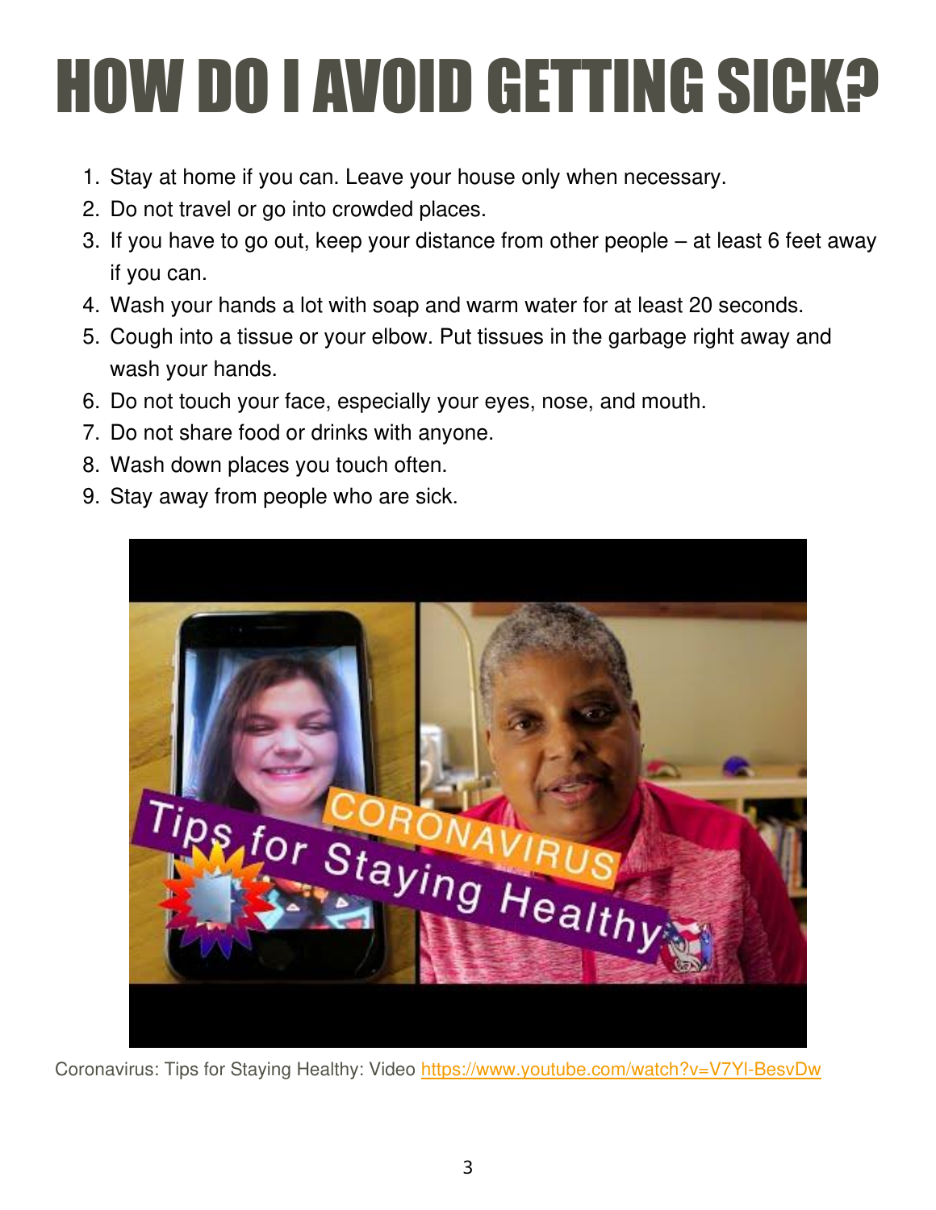# HOW DO I AVOID GETTING SICK?

1. Stay at home if you can. Leave your house only when necessary.
2. Do not travel or go into crowded places.
3. If you have to go out, keep your distance from other people – at least 6 feet away if you can.
4. Wash your hands a lot with soap and warm water for at least 20 seconds.
5. Cough into a tissue or your elbow. Put tissues in the garbage right away and wash your hands.
6. Do not touch your face, especially your eyes, nose, and mouth.
7. Do not share food or drinks with anyone.
8. Wash down places you touch often.
9. Stay away from people who are sick.

Coronavirus: Tips for Staying Healthy: Video https://www.youtube.com/watch?v=V7YI-BesvDw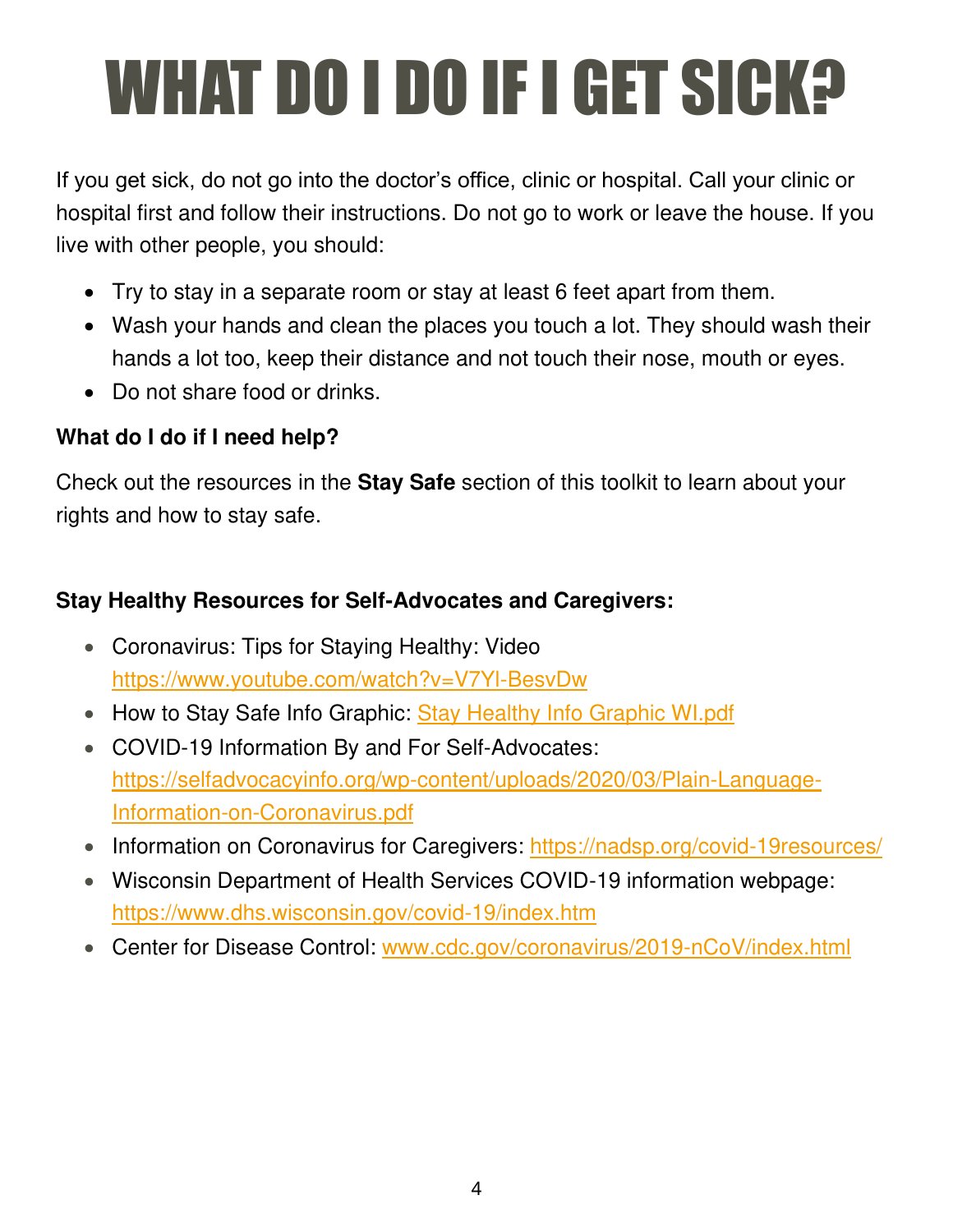# WHAT DO I DO IF I GET SICK?

If you get sick, do not go into the doctor's office, clinic or hospital. Call your clinic or hospital first and follow their instructions. Do not go to work or leave the house. If you live with other people, you should:

- Try to stay in a separate room or stay at least 6 feet apart from them.
- Wash your hands and clean the places you touch a lot. They should wash their hands a lot too, keep their distance and not touch their nose, mouth or eyes.
- Do not share food or drinks.

**What do I do if I need help?**

Check out the resources in the **Stay Safe** section of this toolkit to learn about your rights and how to stay safe.

**Stay Healthy Resources for Self-Advocates and Caregivers:**

- Coronavirus: Tips for Staying Healthy: Video https://www.youtube.com/watch?v=V7Yl-BesvDw
- How to Stay Safe Info Graphic: Stay Healthy Info Graphic WI.pdf
- COVID-19 Information By and For Self-Advocates: https://selfadvocacyinfo.org/wp-content/uploads/2020/03/Plain-Language-Information-on-Coronavirus.pdf
- Information on Coronavirus for Caregivers: https://nadsp.org/covid-19resources/
- Wisconsin Department of Health Services COVID-19 information webpage: https://www.dhs.wisconsin.gov/covid-19/index.htm
- Center for Disease Control: www.cdc.gov/coronavirus/2019-nCoV/index.html